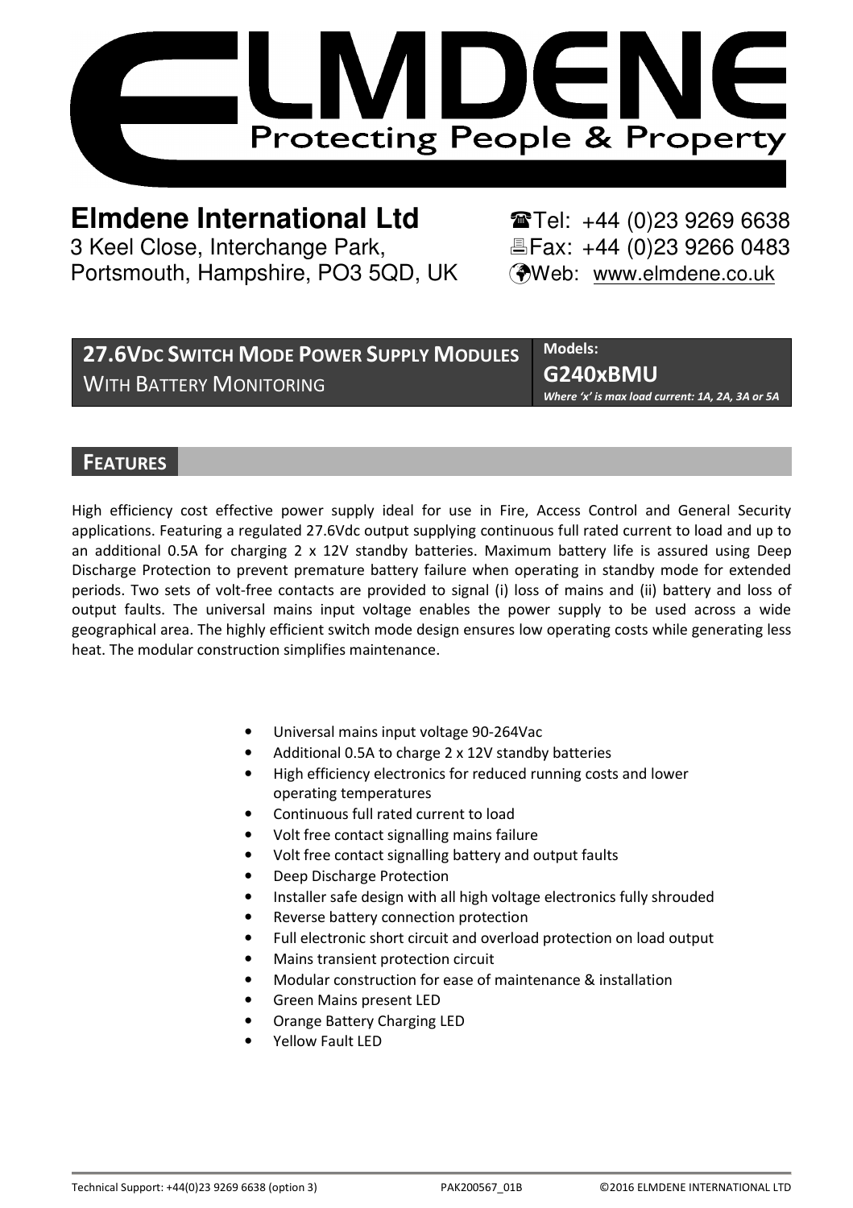# ELMDENE

Protecting People & Property

**Elmdene International Ltd**
3 Keel Close, Interchange Park,
Portsmouth, Hampshire, PO3 5QD, UK

☎Tel: +44 (0)23 9269 6638
🖷Fax: +44 (0)23 9266 0483
Web: www.elmdene.co.uk

## 27.6VDC SWITCH MODE POWER SUPPLY MODULES WITH BATTERY MONITORING

**Models:**
**G240xBMU**
*Where 'x' is max load current: 1A, 2A, 3A or 5A*

## FEATURES

High efficiency cost effective power supply ideal for use in Fire, Access Control and General Security applications. Featuring a regulated 27.6Vdc output supplying continuous full rated current to load and up to an additional 0.5A for charging 2 x 12V standby batteries. Maximum battery life is assured using Deep Discharge Protection to prevent premature battery failure when operating in standby mode for extended periods. Two sets of volt-free contacts are provided to signal (i) loss of mains and (ii) battery and loss of output faults. The universal mains input voltage enables the power supply to be used across a wide geographical area. The highly efficient switch mode design ensures low operating costs while generating less heat. The modular construction simplifies maintenance.

- Universal mains input voltage 90-264Vac
- Additional 0.5A to charge 2 x 12V standby batteries
- High efficiency electronics for reduced running costs and lower operating temperatures
- Continuous full rated current to load
- Volt free contact signalling mains failure
- Volt free contact signalling battery and output faults
- Deep Discharge Protection
- Installer safe design with all high voltage electronics fully shrouded
- Reverse battery connection protection
- Full electronic short circuit and overload protection on load output
- Mains transient protection circuit
- Modular construction for ease of maintenance & installation
- Green Mains present LED
- Orange Battery Charging LED
- Yellow Fault LED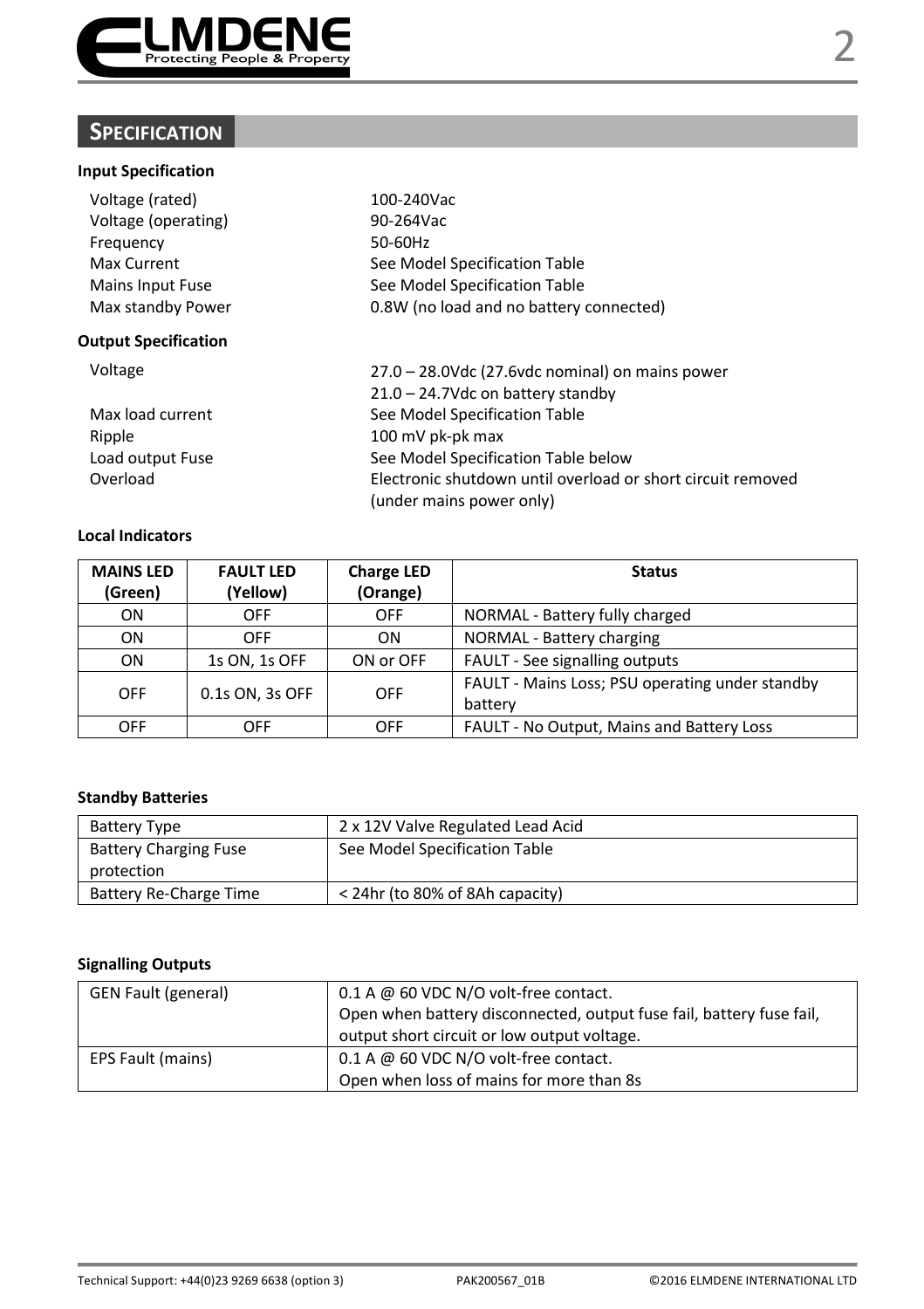## Specification

### Input Specification

| | |
|---|---|
| Voltage (rated) | 100-240Vac |
| Voltage (operating) | 90-264Vac |
| Frequency | 50-60Hz |
| Max Current | See Model Specification Table |
| Mains Input Fuse | See Model Specification Table |
| Max standby Power | 0.8W (no load and no battery connected) |

### Output Specification

| | |
|---|---|
| Voltage | 27.0 – 28.0Vdc (27.6vdc nominal) on mains power<br>21.0 – 24.7Vdc on battery standby |
| Max load current | See Model Specification Table |
| Ripple | 100 mV pk-pk max |
| Load output Fuse | See Model Specification Table below |
| Overload | Electronic shutdown until overload or short circuit removed (under mains power only) |

### Local Indicators

| MAINS LED (Green) | FAULT LED (Yellow) | Charge LED (Orange) | Status |
|---|---|---|---|
| ON | OFF | OFF | NORMAL - Battery fully charged |
| ON | OFF | ON | NORMAL - Battery charging |
| ON | 1s ON, 1s OFF | ON or OFF | FAULT - See signalling outputs |
| OFF | 0.1s ON, 3s OFF | OFF | FAULT - Mains Loss; PSU operating under standby battery |
| OFF | OFF | OFF | FAULT - No Output, Mains and Battery Loss |

### Standby Batteries

| | |
|---|---|
| Battery Type | 2 x 12V Valve Regulated Lead Acid |
| Battery Charging Fuse protection | See Model Specification Table |
| Battery Re-Charge Time | < 24hr (to 80% of 8Ah capacity) |

### Signalling Outputs

| | |
|---|---|
| GEN Fault (general) | 0.1 A @ 60 VDC N/O volt-free contact.<br>Open when battery disconnected, output fuse fail, battery fuse fail, output short circuit or low output voltage. |
| EPS Fault (mains) | 0.1 A @ 60 VDC N/O volt-free contact.<br>Open when loss of mains for more than 8s |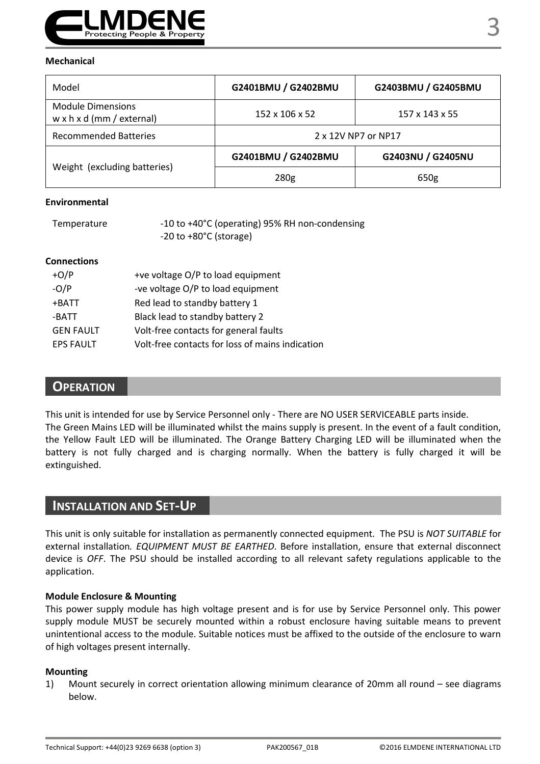**Mechanical**

| Model | G2401BMU / G2402BMU | G2403BMU / G2405BMU |
|---|---|---|
| Module Dimensions<br>w x h x d (mm / external) | 152 x 106 x 52 | 157 x 143 x 55 |
| Recommended Batteries | 2 x 12V NP7 or NP17 | |
| Weight (excluding batteries) | **G2401BMU / G2402BMU** | **G2403NU / G2405NU** |
| | 280g | 650g |

**Environmental**

Temperature -10 to +40°C (operating) 95% RH non-condensing
-20 to +80°C (storage)

**Connections**

| | |
|---|---|
| +O/P | +ve voltage O/P to load equipment |
| -O/P | -ve voltage O/P to load equipment |
| +BATT | Red lead to standby battery 1 |
| -BATT | Black lead to standby battery 2 |
| GEN FAULT | Volt-free contacts for general faults |
| EPS FAULT | Volt-free contacts for loss of mains indication |

## OPERATION

This unit is intended for use by Service Personnel only - There are NO USER SERVICEABLE parts inside.
The Green Mains LED will be illuminated whilst the mains supply is present. In the event of a fault condition, the Yellow Fault LED will be illuminated. The Orange Battery Charging LED will be illuminated when the battery is not fully charged and is charging normally. When the battery is fully charged it will be extinguished.

## INSTALLATION AND SET-UP

This unit is only suitable for installation as permanently connected equipment. The PSU is *NOT SUITABLE* for external installation*. EQUIPMENT MUST BE EARTHED*. Before installation, ensure that external disconnect device is *OFF*. The PSU should be installed according to all relevant safety regulations applicable to the application.

**Module Enclosure & Mounting**
This power supply module has high voltage present and is for use by Service Personnel only. This power supply module MUST be securely mounted within a robust enclosure having suitable means to prevent unintentional access to the module. Suitable notices must be affixed to the outside of the enclosure to warn of high voltages present internally.

**Mounting**
1) Mount securely in correct orientation allowing minimum clearance of 20mm all round – see diagrams below.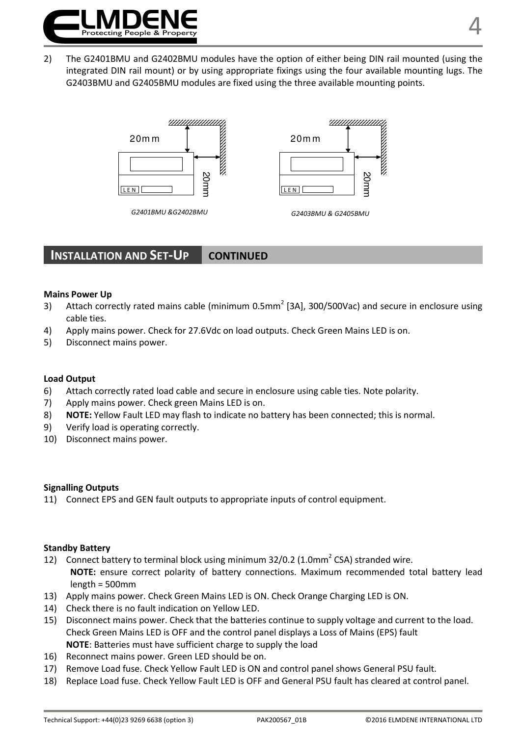2) The G2401BMU and G2402BMU modules have the option of either being DIN rail mounted (using the integrated DIN rail mount) or by using appropriate fixings using the four available mounting lugs. The G2403BMU and G2405BMU modules are fixed using the three available mounting points.

20mm

20mm

L E N

*G2401BMU &G2402BMU*

20mm

20mm

L E N

*G2403BMU & G2405BMU*

## INSTALLATION AND SET-UP CONTINUED

**Mains Power Up**

3) Attach correctly rated mains cable (minimum 0.5mm$^2$ [3A], 300/500Vac) and secure in enclosure using cable ties.
4) Apply mains power. Check for 27.6Vdc on load outputs. Check Green Mains LED is on.
5) Disconnect mains power.

**Load Output**

6) Attach correctly rated load cable and secure in enclosure using cable ties. Note polarity.
7) Apply mains power. Check green Mains LED is on.
8) **NOTE:** Yellow Fault LED may flash to indicate no battery has been connected; this is normal.
9) Verify load is operating correctly.
10) Disconnect mains power.

**Signalling Outputs**

11) Connect EPS and GEN fault outputs to appropriate inputs of control equipment.

**Standby Battery**

12) Connect battery to terminal block using minimum 32/0.2 (1.0mm$^2$ CSA) stranded wire.
    **NOTE:** ensure correct polarity of battery connections. Maximum recommended total battery lead length = 500mm
13) Apply mains power. Check Green Mains LED is ON. Check Orange Charging LED is ON.
14) Check there is no fault indication on Yellow LED.
15) Disconnect mains power. Check that the batteries continue to supply voltage and current to the load. Check Green Mains LED is OFF and the control panel displays a Loss of Mains (EPS) fault
    **NOTE**: Batteries must have sufficient charge to supply the load
16) Reconnect mains power. Green LED should be on.
17) Remove Load fuse. Check Yellow Fault LED is ON and control panel shows General PSU fault.
18) Replace Load fuse. Check Yellow Fault LED is OFF and General PSU fault has cleared at control panel.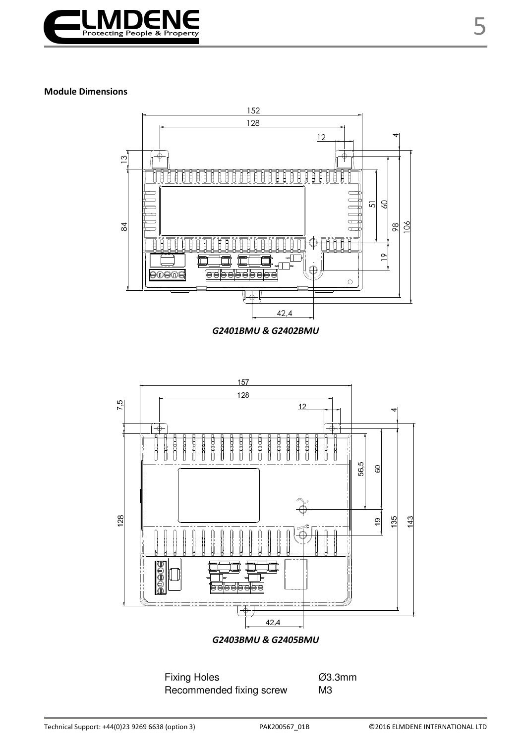**Module Dimensions**

*G2401BMU & G2402BMU*

*G2403BMU & G2405BMU*

| Fixing Holes | Ø3.3mm |
| --- | --- |
| Recommended fixing screw | M3 |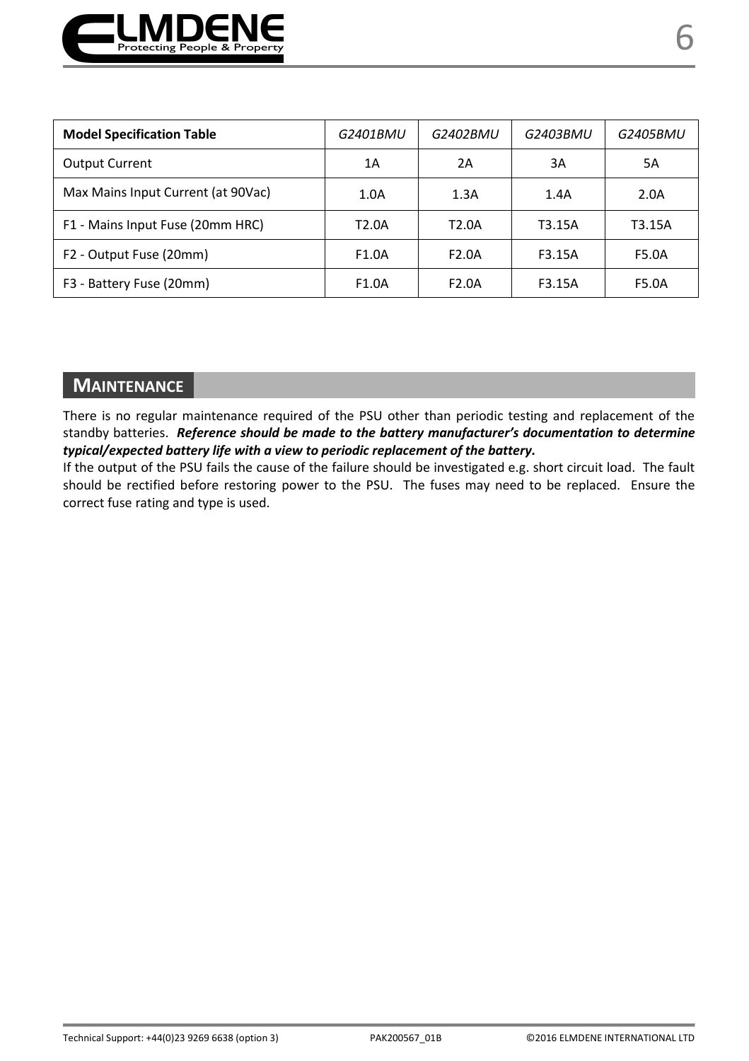| **Model Specification Table** | *G2401BMU* | *G2402BMU* | *G2403BMU* | *G2405BMU* |
|---|---|---|---|---|
| Output Current | 1A | 2A | 3A | 5A |
| Max Mains Input Current (at 90Vac) | 1.0A | 1.3A | 1.4A | 2.0A |
| F1 - Mains Input Fuse (20mm HRC) | T2.0A | T2.0A | T3.15A | T3.15A |
| F2 - Output Fuse (20mm) | F1.0A | F2.0A | F3.15A | F5.0A |
| F3 - Battery Fuse (20mm) | F1.0A | F2.0A | F3.15A | F5.0A |

## MAINTENANCE

There is no regular maintenance required of the PSU other than periodic testing and replacement of the standby batteries. ***Reference should be made to the battery manufacturer's documentation to determine typical/expected battery life with a view to periodic replacement of the battery.***

If the output of the PSU fails the cause of the failure should be investigated e.g. short circuit load. The fault should be rectified before restoring power to the PSU. The fuses may need to be replaced. Ensure the correct fuse rating and type is used.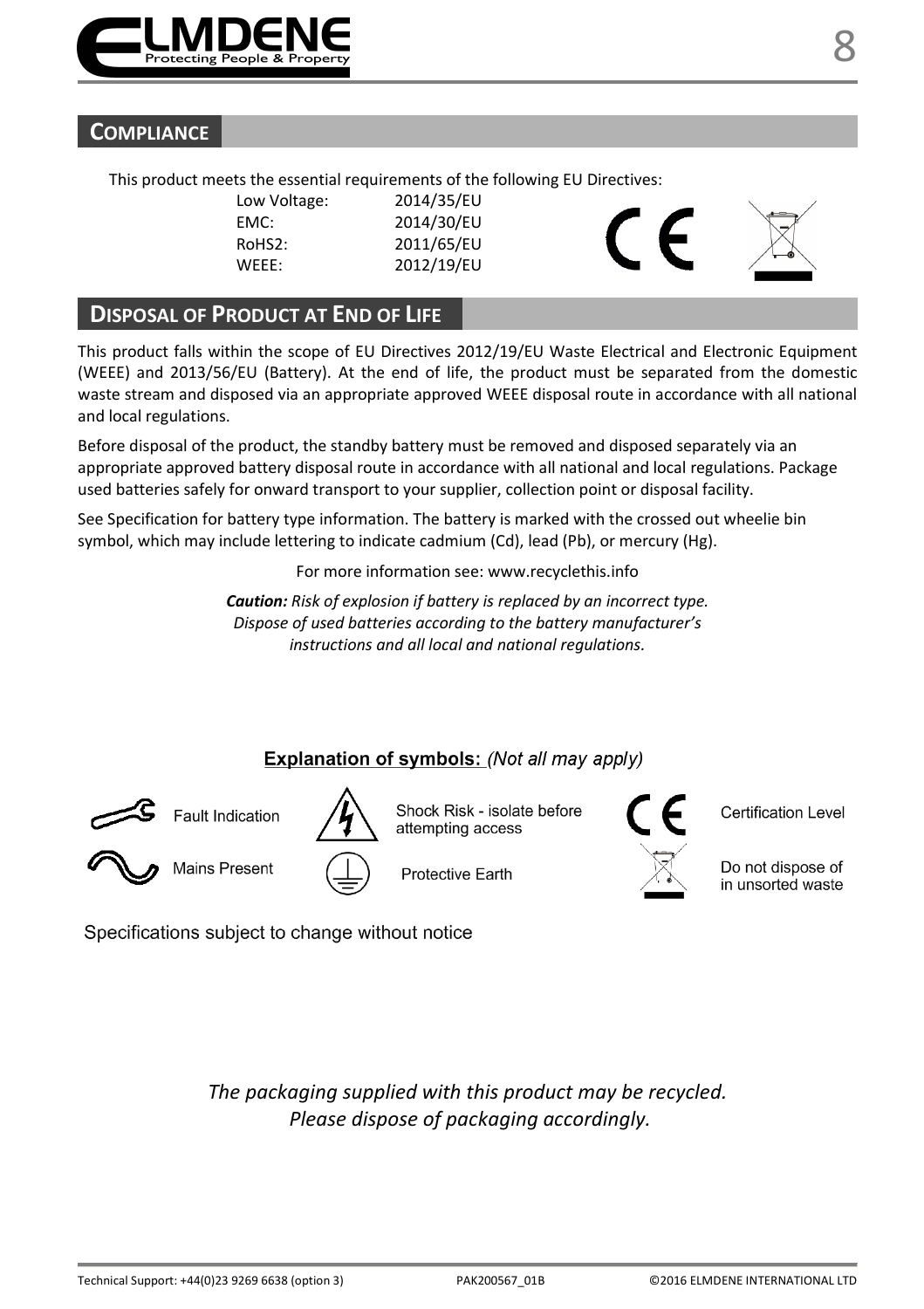## COMPLIANCE

This product meets the essential requirements of the following EU Directives:

| | |
|---|---|
| Low Voltage: | 2014/35/EU |
| EMC: | 2014/30/EU |
| RoHS2: | 2011/65/EU |
| WEEE: | 2012/19/EU |

## DISPOSAL OF PRODUCT AT END OF LIFE

This product falls within the scope of EU Directives 2012/19/EU Waste Electrical and Electronic Equipment (WEEE) and 2013/56/EU (Battery). At the end of life, the product must be separated from the domestic waste stream and disposed via an appropriate approved WEEE disposal route in accordance with all national and local regulations.

Before disposal of the product, the standby battery must be removed and disposed separately via an appropriate approved battery disposal route in accordance with all national and local regulations. Package used batteries safely for onward transport to your supplier, collection point or disposal facility.

See Specification for battery type information. The battery is marked with the crossed out wheelie bin symbol, which may include lettering to indicate cadmium (Cd), lead (Pb), or mercury (Hg).

For more information see: www.recyclethis.info

***Caution:*** *Risk of explosion if battery is replaced by an incorrect type. Dispose of used batteries according to the battery manufacturer's instructions and all local and national regulations.*

**Explanation of symbols:** *(Not all may apply)*

Fault Indication

Mains Present

Shock Risk - isolate before attempting access

Protective Earth

Certification Level

Do not dispose of in unsorted waste

Specifications subject to change without notice

*The packaging supplied with this product may be recycled. Please dispose of packaging accordingly.*

Technical Support: +44(0)23 9269 6638 (option 3)    PAK200567_01B    ©2016 ELMDENE INTERNATIONAL LTD